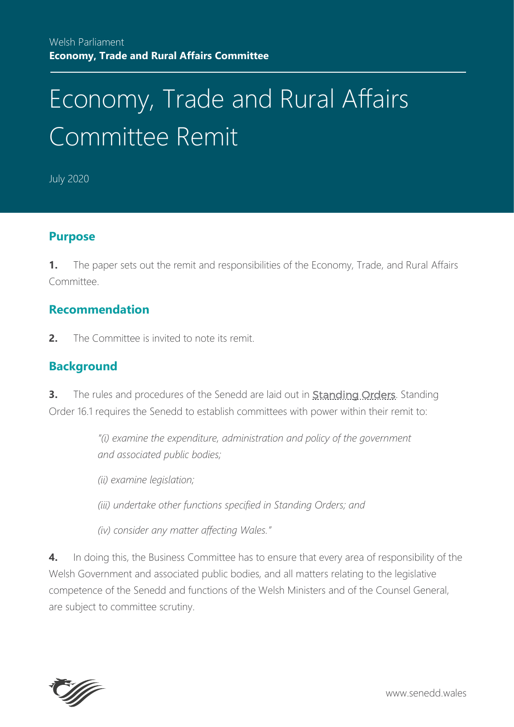Welsh Parliament
**Economy, Trade and Rural Affairs Committee**

# Economy, Trade and Rural Affairs Committee Remit

July 2020

## Purpose

**1.** The paper sets out the remit and responsibilities of the Economy, Trade, and Rural Affairs Committee.

## Recommendation

**2.** The Committee is invited to note its remit.

## Background

**3.** The rules and procedures of the Senedd are laid out in Standing Orders. Standing Order 16.1 requires the Senedd to establish committees with power within their remit to:

> *"(i) examine the expenditure, administration and policy of the government and associated public bodies;*
>
> *(ii) examine legislation;*
>
> *(iii) undertake other functions specified in Standing Orders; and*
>
> *(iv) consider any matter affecting Wales."*

**4.** In doing this, the Business Committee has to ensure that every area of responsibility of the Welsh Government and associated public bodies, and all matters relating to the legislative competence of the Senedd and functions of the Welsh Ministers and of the Counsel General, are subject to committee scrutiny.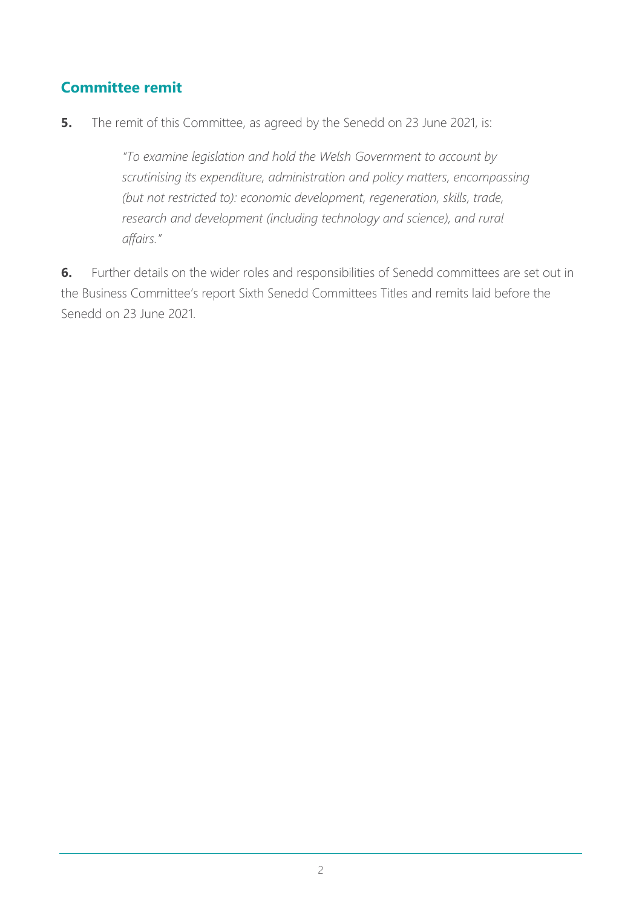## Committee remit

**5.** The remit of this Committee, as agreed by the Senedd on 23 June 2021, is:

> *"To examine legislation and hold the Welsh Government to account by scrutinising its expenditure, administration and policy matters, encompassing (but not restricted to): economic development, regeneration, skills, trade, research and development (including technology and science), and rural affairs."*

**6.** Further details on the wider roles and responsibilities of Senedd committees are set out in the Business Committee's report Sixth Senedd Committees Titles and remits laid before the Senedd on 23 June 2021.